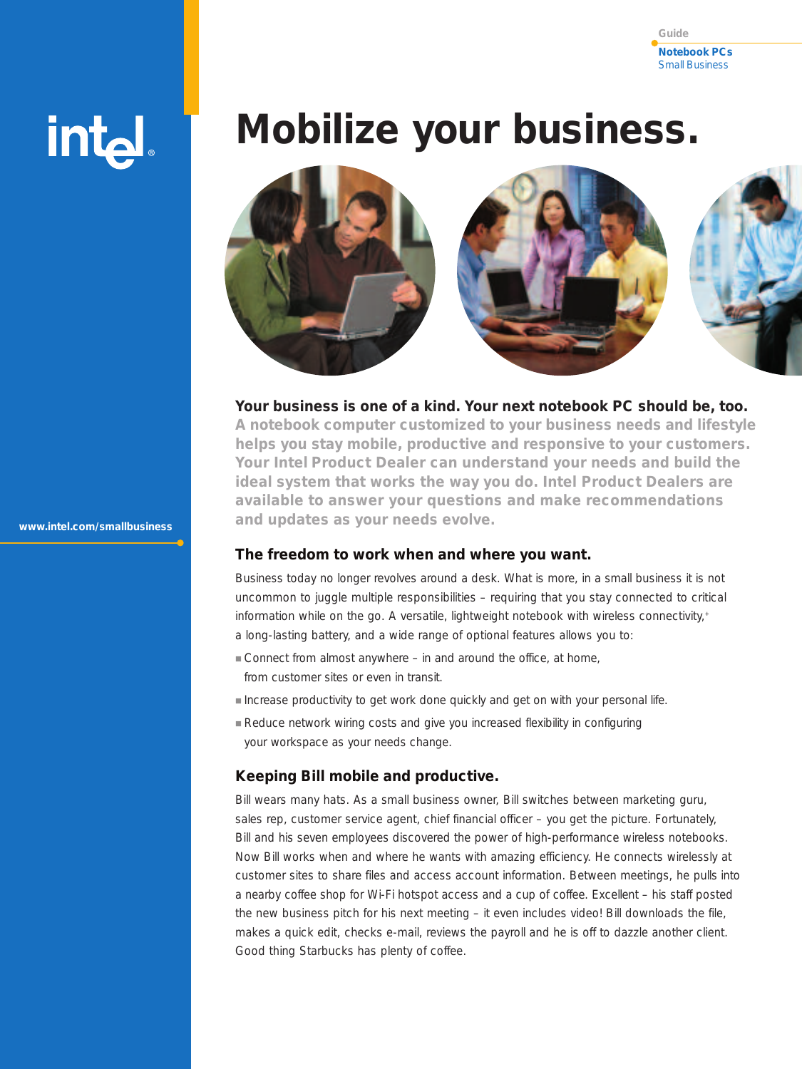Guide
**Notebook PCs**
Small Business

intel.

# Mobilize your business.

www.intel.com/smallbusiness

## Your business is one of a kind. Your next notebook PC should be, too.

**A notebook computer customized to your business needs and lifestyle helps you stay mobile, productive and responsive to your customers. Your Intel Product Dealer can understand your needs and build the ideal system that works the way you do. Intel Product Dealers are available to answer your questions and make recommendations and updates as your needs evolve.**

### The freedom to work when and where you want.

Business today no longer revolves around a desk. What is more, in a small business it is not uncommon to juggle multiple responsibilities – requiring that you stay connected to critical information while on the go. A versatile, lightweight notebook with wireless connectivity,+ a long-lasting battery, and a wide range of optional features allows you to:

- Connect from almost anywhere – in and around the office, at home, from customer sites or even in transit.
- Increase productivity to get work done quickly and get on with your personal life.
- Reduce network wiring costs and give you increased flexibility in configuring your workspace as your needs change.

### Keeping Bill mobile and productive.

Bill wears many hats. As a small business owner, Bill switches between marketing guru, sales rep, customer service agent, chief financial officer – you get the picture. Fortunately, Bill and his seven employees discovered the power of high-performance wireless notebooks. Now Bill works when and where he wants with amazing efficiency. He connects wirelessly at customer sites to share files and access account information. Between meetings, he pulls into a nearby coffee shop for Wi-Fi hotspot access and a cup of coffee. Excellent – his staff posted the new business pitch for his next meeting – it even includes video! Bill downloads the file, makes a quick edit, checks e-mail, reviews the payroll and he is off to dazzle another client. Good thing Starbucks has plenty of coffee.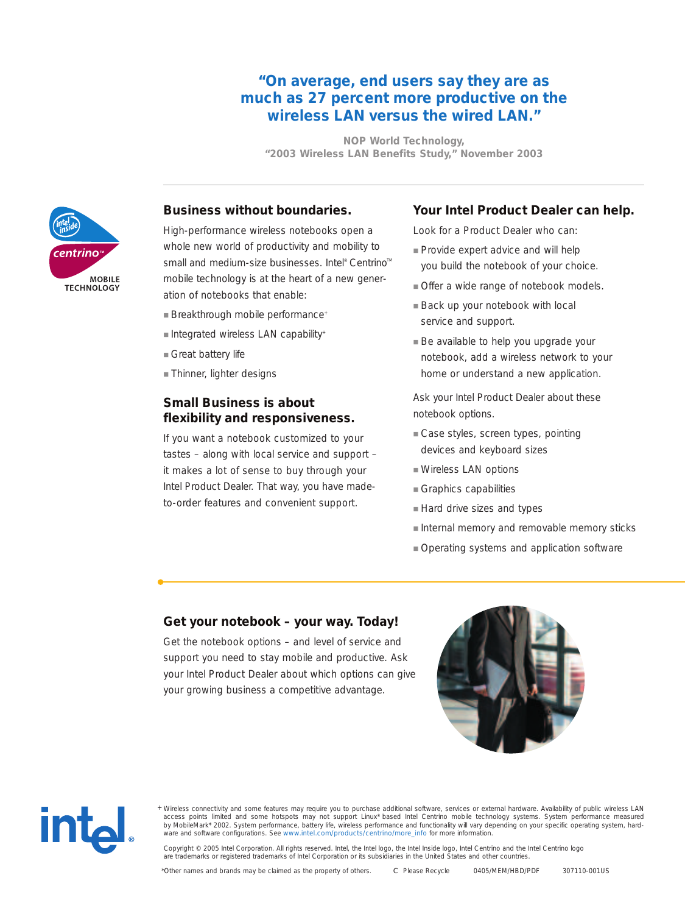**"On average, end users say they are as much as 27 percent more productive on the wireless LAN versus the wired LAN."**

NOP World Technology, "2003 Wireless LAN Benefits Study," November 2003

## Business without boundaries.

High-performance wireless notebooks open a whole new world of productivity and mobility to small and medium-size businesses. Intel® Centrino™ mobile technology is at the heart of a new generation of notebooks that enable:

- Breakthrough mobile performance+
- Integrated wireless LAN capability+
- Great battery life
- Thinner, lighter designs

## Small Business is about flexibility and responsiveness.

If you want a notebook customized to your tastes – along with local service and support – it makes a lot of sense to buy through your Intel Product Dealer. That way, you have made-to-order features and convenient support.

## Your Intel Product Dealer can help.

Look for a Product Dealer who can:

- Provide expert advice and will help you build the notebook of your choice.
- Offer a wide range of notebook models.
- Back up your notebook with local service and support.
- Be available to help you upgrade your notebook, add a wireless network to your home or understand a new application.

Ask your Intel Product Dealer about these notebook options.

- Case styles, screen types, pointing devices and keyboard sizes
- Wireless LAN options
- Graphics capabilities
- Hard drive sizes and types
- Internal memory and removable memory sticks
- Operating systems and application software

## Get your notebook – your way. Today!

Get the notebook options – and level of service and support you need to stay mobile and productive. Ask your Intel Product Dealer about which options can give your growing business a competitive advantage.

+ Wireless connectivity and some features may require you to purchase additional software, services or external hardware. Availability of public wireless LAN access points limited and some hotspots may not support Linux* based Intel Centrino mobile technology systems. System performance measured by MobileMark* 2002. System performance, battery life, wireless performance and functionality will vary depending on your specific operating system, hardware and software configurations. See www.intel.com/products/centrino/more_info for more information.

Copyright © 2005 Intel Corporation. All rights reserved. Intel, the Intel logo, the Intel Inside logo, Intel Centrino and the Intel Centrino logo are trademarks or registered trademarks of Intel Corporation or its subsidiaries in the United States and other countries.

*Other names and brands may be claimed as the property of others. Please Recycle 0405/MEM/HBD/PDF 307110-001US